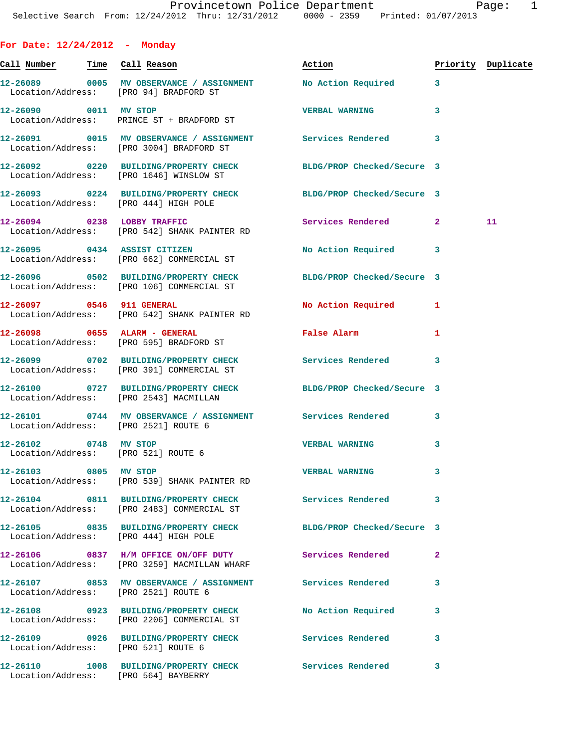Provincetown Police Department
Selective Search From: 12/24/2012 Thru: 12/31/2012 0000 - 2359 Printed: 01/07/2013

## For Date: 12/24/2012 - Monday

| Call Number | Time | Call Reason | Action | Priority | Duplicate |
|---|---|---|---|---|---|
| 12-26089 | 0005 | MV OBSERVANCE / ASSIGNMENT | No Action Required | 3 | |
| Location/Address: | | [PRO 94] BRADFORD ST | | | |
| 12-26090 | 0011 | MV STOP | VERBAL WARNING | 3 | |
| Location/Address: | | PRINCE ST + BRADFORD ST | | | |
| 12-26091 | 0015 | MV OBSERVANCE / ASSIGNMENT | Services Rendered | 3 | |
| Location/Address: | | [PRO 3004] BRADFORD ST | | | |
| 12-26092 | 0220 | BUILDING/PROPERTY CHECK | BLDG/PROP Checked/Secure | 3 | |
| Location/Address: | | [PRO 1646] WINSLOW ST | | | |
| 12-26093 | 0224 | BUILDING/PROPERTY CHECK | BLDG/PROP Checked/Secure | 3 | |
| Location/Address: | | [PRO 444] HIGH POLE | | | |
| 12-26094 | 0238 | LOBBY TRAFFIC | Services Rendered | 2 | 11 |
| Location/Address: | | [PRO 542] SHANK PAINTER RD | | | |
| 12-26095 | 0434 | ASSIST CITIZEN | No Action Required | 3 | |
| Location/Address: | | [PRO 662] COMMERCIAL ST | | | |
| 12-26096 | 0502 | BUILDING/PROPERTY CHECK | BLDG/PROP Checked/Secure | 3 | |
| Location/Address: | | [PRO 106] COMMERCIAL ST | | | |
| 12-26097 | 0546 | 911 GENERAL | No Action Required | 1 | |
| Location/Address: | | [PRO 542] SHANK PAINTER RD | | | |
| 12-26098 | 0655 | ALARM - GENERAL | False Alarm | 1 | |
| Location/Address: | | [PRO 595] BRADFORD ST | | | |
| 12-26099 | 0702 | BUILDING/PROPERTY CHECK | Services Rendered | 3 | |
| Location/Address: | | [PRO 391] COMMERCIAL ST | | | |
| 12-26100 | 0727 | BUILDING/PROPERTY CHECK | BLDG/PROP Checked/Secure | 3 | |
| Location/Address: | | [PRO 2543] MACMILLAN | | | |
| 12-26101 | 0744 | MV OBSERVANCE / ASSIGNMENT | Services Rendered | 3 | |
| Location/Address: | | [PRO 2521] ROUTE 6 | | | |
| 12-26102 | 0748 | MV STOP | VERBAL WARNING | 3 | |
| Location/Address: | | [PRO 521] ROUTE 6 | | | |
| 12-26103 | 0805 | MV STOP | VERBAL WARNING | 3 | |
| Location/Address: | | [PRO 539] SHANK PAINTER RD | | | |
| 12-26104 | 0811 | BUILDING/PROPERTY CHECK | Services Rendered | 3 | |
| Location/Address: | | [PRO 2483] COMMERCIAL ST | | | |
| 12-26105 | 0835 | BUILDING/PROPERTY CHECK | BLDG/PROP Checked/Secure | 3 | |
| Location/Address: | | [PRO 444] HIGH POLE | | | |
| 12-26106 | 0837 | H/M OFFICE ON/OFF DUTY | Services Rendered | 2 | |
| Location/Address: | | [PRO 3259] MACMILLAN WHARF | | | |
| 12-26107 | 0853 | MV OBSERVANCE / ASSIGNMENT | Services Rendered | 3 | |
| Location/Address: | | [PRO 2521] ROUTE 6 | | | |
| 12-26108 | 0923 | BUILDING/PROPERTY CHECK | No Action Required | 3 | |
| Location/Address: | | [PRO 2206] COMMERCIAL ST | | | |
| 12-26109 | 0926 | BUILDING/PROPERTY CHECK | Services Rendered | 3 | |
| Location/Address: | | [PRO 521] ROUTE 6 | | | |
| 12-26110 | 1008 | BUILDING/PROPERTY CHECK | Services Rendered | 3 | |
| Location/Address: | | [PRO 564] BAYBERRY | | | |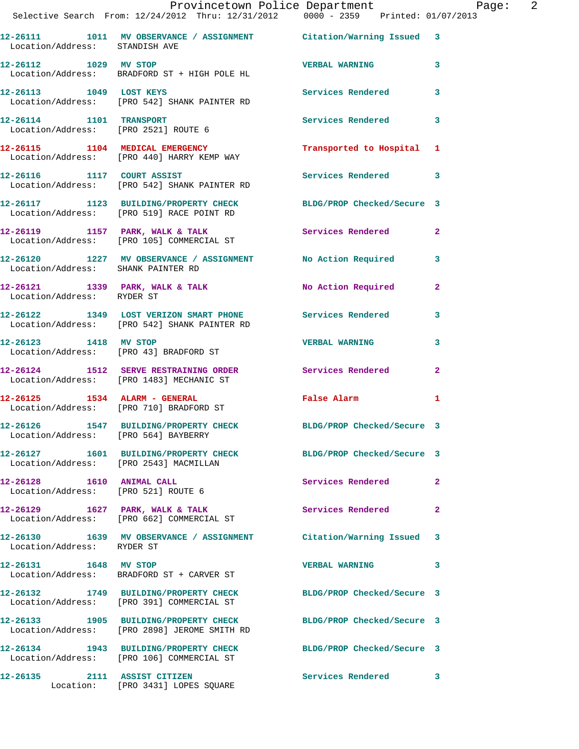| Call Number | Time | Call Reason | Action | Priority |
|---|---|---|---|---|
| 12-26111 | 1011 | MV OBSERVANCE / ASSIGNMENT | Citation/Warning Issued | 3 |
| Location/Address: STANDISH AVE | | | | |
| 12-26112 | 1029 | MV STOP | VERBAL WARNING | 3 |
| Location/Address: BRADFORD ST + HIGH POLE HL | | | | |
| 12-26113 | 1049 | LOST KEYS | Services Rendered | 3 |
| Location/Address: [PRO 542] SHANK PAINTER RD | | | | |
| 12-26114 | 1101 | TRANSPORT | Services Rendered | 3 |
| Location/Address: [PRO 2521] ROUTE 6 | | | | |
| 12-26115 | 1104 | MEDICAL EMERGENCY | Transported to Hospital | 1 |
| Location/Address: [PRO 440] HARRY KEMP WAY | | | | |
| 12-26116 | 1117 | COURT ASSIST | Services Rendered | 3 |
| Location/Address: [PRO 542] SHANK PAINTER RD | | | | |
| 12-26117 | 1123 | BUILDING/PROPERTY CHECK | BLDG/PROP Checked/Secure | 3 |
| Location/Address: [PRO 519] RACE POINT RD | | | | |
| 12-26119 | 1157 | PARK, WALK & TALK | Services Rendered | 2 |
| Location/Address: [PRO 105] COMMERCIAL ST | | | | |
| 12-26120 | 1227 | MV OBSERVANCE / ASSIGNMENT | No Action Required | 3 |
| Location/Address: SHANK PAINTER RD | | | | |
| 12-26121 | 1339 | PARK, WALK & TALK | No Action Required | 2 |
| Location/Address: RYDER ST | | | | |
| 12-26122 | 1349 | LOST VERIZON SMART PHONE | Services Rendered | 3 |
| Location/Address: [PRO 542] SHANK PAINTER RD | | | | |
| 12-26123 | 1418 | MV STOP | VERBAL WARNING | 3 |
| Location/Address: [PRO 43] BRADFORD ST | | | | |
| 12-26124 | 1512 | SERVE RESTRAINING ORDER | Services Rendered | 2 |
| Location/Address: [PRO 1483] MECHANIC ST | | | | |
| 12-26125 | 1534 | ALARM - GENERAL | False Alarm | 1 |
| Location/Address: [PRO 710] BRADFORD ST | | | | |
| 12-26126 | 1547 | BUILDING/PROPERTY CHECK | BLDG/PROP Checked/Secure | 3 |
| Location/Address: [PRO 564] BAYBERRY | | | | |
| 12-26127 | 1601 | BUILDING/PROPERTY CHECK | BLDG/PROP Checked/Secure | 3 |
| Location/Address: [PRO 2543] MACMILLAN | | | | |
| 12-26128 | 1610 | ANIMAL CALL | Services Rendered | 2 |
| Location/Address: [PRO 521] ROUTE 6 | | | | |
| 12-26129 | 1627 | PARK, WALK & TALK | Services Rendered | 2 |
| Location/Address: [PRO 662] COMMERCIAL ST | | | | |
| 12-26130 | 1639 | MV OBSERVANCE / ASSIGNMENT | Citation/Warning Issued | 3 |
| Location/Address: RYDER ST | | | | |
| 12-26131 | 1648 | MV STOP | VERBAL WARNING | 3 |
| Location/Address: BRADFORD ST + CARVER ST | | | | |
| 12-26132 | 1749 | BUILDING/PROPERTY CHECK | BLDG/PROP Checked/Secure | 3 |
| Location/Address: [PRO 391] COMMERCIAL ST | | | | |
| 12-26133 | 1905 | BUILDING/PROPERTY CHECK | BLDG/PROP Checked/Secure | 3 |
| Location/Address: [PRO 2898] JEROME SMITH RD | | | | |
| 12-26134 | 1943 | BUILDING/PROPERTY CHECK | BLDG/PROP Checked/Secure | 3 |
| Location/Address: [PRO 106] COMMERCIAL ST | | | | |
| 12-26135 | 2111 | ASSIST CITIZEN | Services Rendered | 3 |
| Location: [PRO 3431] LOPES SQUARE | | | | |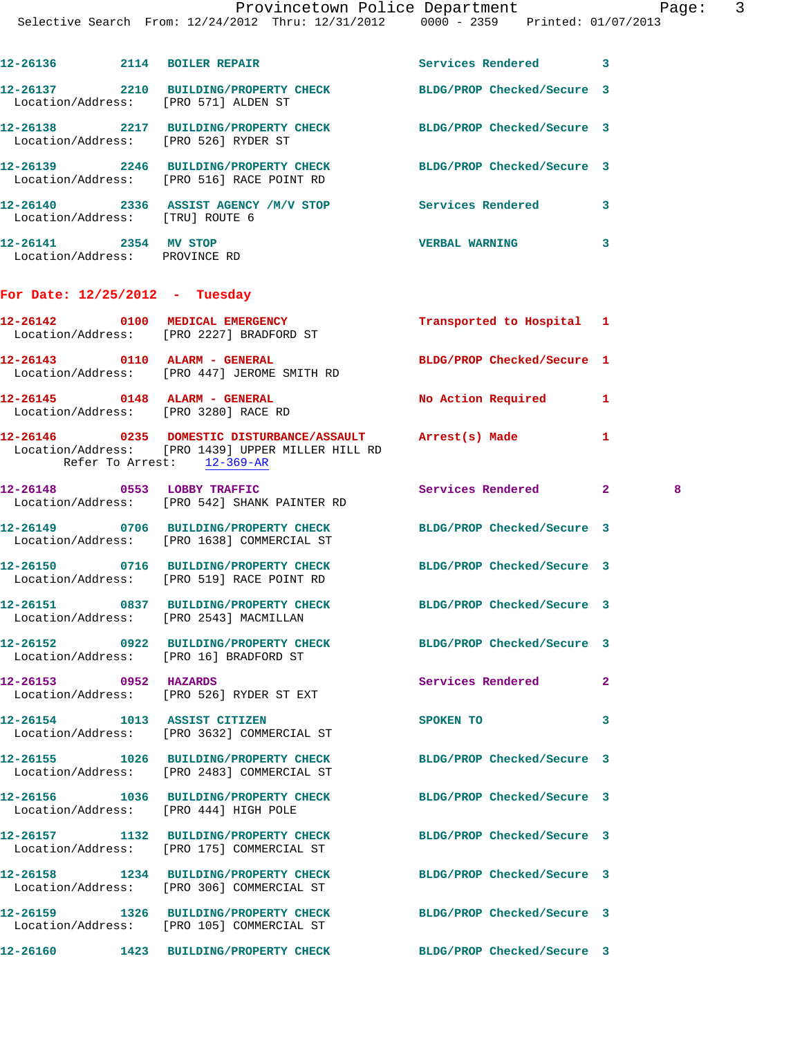12-26136 2114 BOILER REPAIR Services Rendered 3

12-26137 2210 BUILDING/PROPERTY CHECK BLDG/PROP Checked/Secure 3
Location/Address: [PRO 571] ALDEN ST

12-26138 2217 BUILDING/PROPERTY CHECK BLDG/PROP Checked/Secure 3
Location/Address: [PRO 526] RYDER ST

12-26139 2246 BUILDING/PROPERTY CHECK BLDG/PROP Checked/Secure 3
Location/Address: [PRO 516] RACE POINT RD

12-26140 2336 ASSIST AGENCY /M/V STOP Services Rendered 3
Location/Address: [TRU] ROUTE 6

12-26141 2354 MV STOP VERBAL WARNING 3
Location/Address: PROVINCE RD

## For Date: 12/25/2012 - Tuesday

12-26142 0100 MEDICAL EMERGENCY Transported to Hospital 1
Location/Address: [PRO 2227] BRADFORD ST

12-26143 0110 ALARM - GENERAL BLDG/PROP Checked/Secure 1
Location/Address: [PRO 447] JEROME SMITH RD

12-26145 0148 ALARM - GENERAL No Action Required 1
Location/Address: [PRO 3280] RACE RD

12-26146 0235 DOMESTIC DISTURBANCE/ASSAULT Arrest(s) Made 1
Location/Address: [PRO 1439] UPPER MILLER HILL RD
Refer To Arrest: 12-369-AR

12-26148 0553 LOBBY TRAFFIC Services Rendered 2 8
Location/Address: [PRO 542] SHANK PAINTER RD

12-26149 0706 BUILDING/PROPERTY CHECK BLDG/PROP Checked/Secure 3
Location/Address: [PRO 1638] COMMERCIAL ST

12-26150 0716 BUILDING/PROPERTY CHECK BLDG/PROP Checked/Secure 3
Location/Address: [PRO 519] RACE POINT RD

12-26151 0837 BUILDING/PROPERTY CHECK BLDG/PROP Checked/Secure 3
Location/Address: [PRO 2543] MACMILLAN

12-26152 0922 BUILDING/PROPERTY CHECK BLDG/PROP Checked/Secure 3
Location/Address: [PRO 16] BRADFORD ST

12-26153 0952 HAZARDS Services Rendered 2
Location/Address: [PRO 526] RYDER ST EXT

12-26154 1013 ASSIST CITIZEN SPOKEN TO 3
Location/Address: [PRO 3632] COMMERCIAL ST

12-26155 1026 BUILDING/PROPERTY CHECK BLDG/PROP Checked/Secure 3
Location/Address: [PRO 2483] COMMERCIAL ST

12-26156 1036 BUILDING/PROPERTY CHECK BLDG/PROP Checked/Secure 3
Location/Address: [PRO 444] HIGH POLE

12-26157 1132 BUILDING/PROPERTY CHECK BLDG/PROP Checked/Secure 3
Location/Address: [PRO 175] COMMERCIAL ST

12-26158 1234 BUILDING/PROPERTY CHECK BLDG/PROP Checked/Secure 3
Location/Address: [PRO 306] COMMERCIAL ST

12-26159 1326 BUILDING/PROPERTY CHECK BLDG/PROP Checked/Secure 3
Location/Address: [PRO 105] COMMERCIAL ST

12-26160 1423 BUILDING/PROPERTY CHECK BLDG/PROP Checked/Secure 3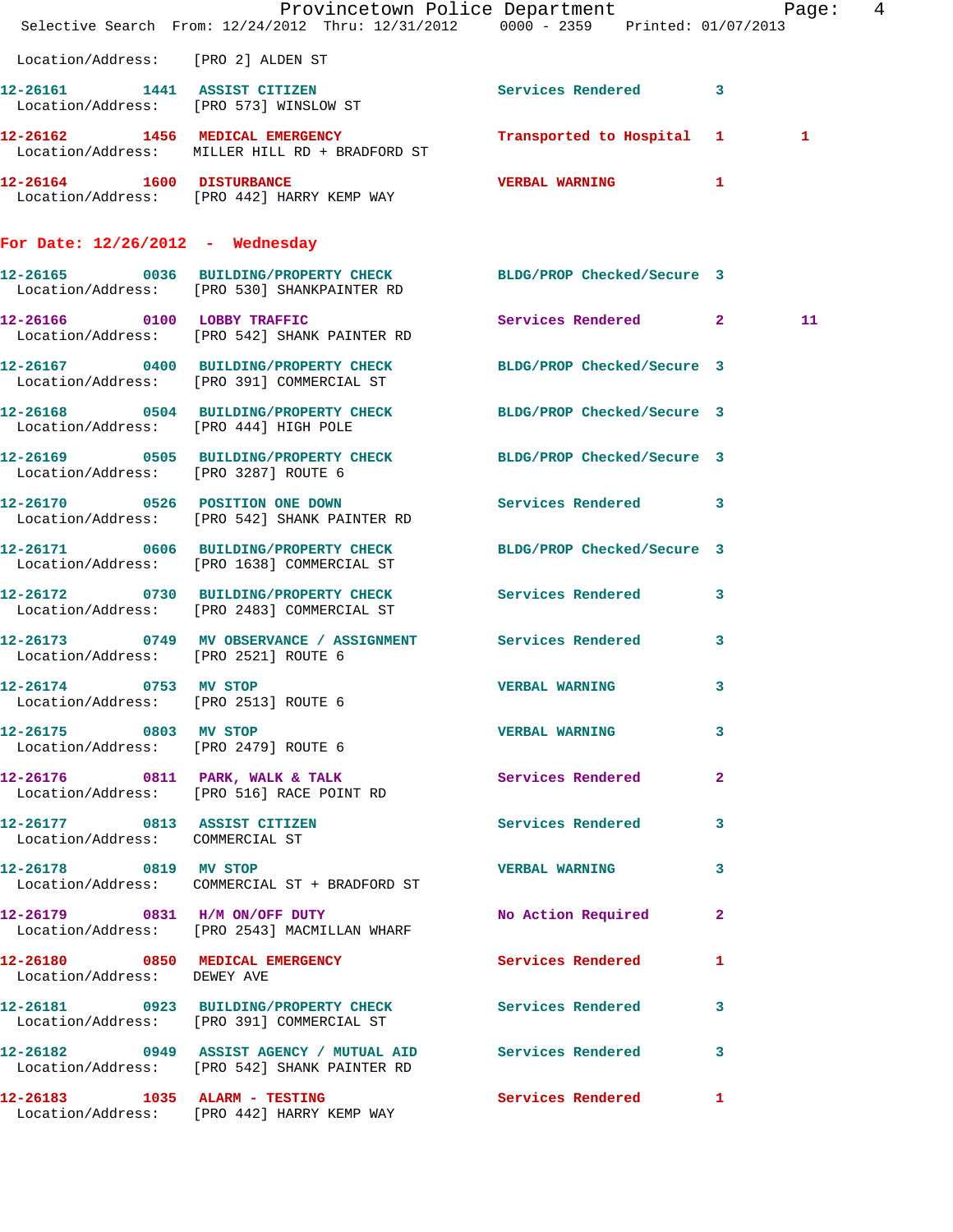Location/Address: [PRO 2] ALDEN ST

| Call # | Time | Call Reason | Action | Priority | |
|---|---|---|---|---|---|
| 12-26161 | 1441 | ASSIST CITIZEN | Services Rendered | 3 | |
| | | Location/Address: [PRO 573] WINSLOW ST | | | |
| 12-26162 | 1456 | MEDICAL EMERGENCY | Transported to Hospital | 1 | 1 |
| | | Location/Address: MILLER HILL RD + BRADFORD ST | | | |
| 12-26164 | 1600 | DISTURBANCE | VERBAL WARNING | 1 | |
| | | Location/Address: [PRO 442] HARRY KEMP WAY | | | |

## For Date: 12/26/2012 - Wednesday

| Call # | Time | Call Reason | Action | Priority | |
|---|---|---|---|---|---|
| 12-26165 | 0036 | BUILDING/PROPERTY CHECK | BLDG/PROP Checked/Secure | 3 | |
| | | Location/Address: [PRO 530] SHANKPAINTER RD | | | |
| 12-26166 | 0100 | LOBBY TRAFFIC | Services Rendered | 2 | 11 |
| | | Location/Address: [PRO 542] SHANK PAINTER RD | | | |
| 12-26167 | 0400 | BUILDING/PROPERTY CHECK | BLDG/PROP Checked/Secure | 3 | |
| | | Location/Address: [PRO 391] COMMERCIAL ST | | | |
| 12-26168 | 0504 | BUILDING/PROPERTY CHECK | BLDG/PROP Checked/Secure | 3 | |
| | | Location/Address: [PRO 444] HIGH POLE | | | |
| 12-26169 | 0505 | BUILDING/PROPERTY CHECK | BLDG/PROP Checked/Secure | 3 | |
| | | Location/Address: [PRO 3287] ROUTE 6 | | | |
| 12-26170 | 0526 | POSITION ONE DOWN | Services Rendered | 3 | |
| | | Location/Address: [PRO 542] SHANK PAINTER RD | | | |
| 12-26171 | 0606 | BUILDING/PROPERTY CHECK | BLDG/PROP Checked/Secure | 3 | |
| | | Location/Address: [PRO 1638] COMMERCIAL ST | | | |
| 12-26172 | 0730 | BUILDING/PROPERTY CHECK | Services Rendered | 3 | |
| | | Location/Address: [PRO 2483] COMMERCIAL ST | | | |
| 12-26173 | 0749 | MV OBSERVANCE / ASSIGNMENT | Services Rendered | 3 | |
| | | Location/Address: [PRO 2521] ROUTE 6 | | | |
| 12-26174 | 0753 | MV STOP | VERBAL WARNING | 3 | |
| | | Location/Address: [PRO 2513] ROUTE 6 | | | |
| 12-26175 | 0803 | MV STOP | VERBAL WARNING | 3 | |
| | | Location/Address: [PRO 2479] ROUTE 6 | | | |
| 12-26176 | 0811 | PARK, WALK & TALK | Services Rendered | 2 | |
| | | Location/Address: [PRO 516] RACE POINT RD | | | |
| 12-26177 | 0813 | ASSIST CITIZEN | Services Rendered | 3 | |
| | | Location/Address: COMMERCIAL ST | | | |
| 12-26178 | 0819 | MV STOP | VERBAL WARNING | 3 | |
| | | Location/Address: COMMERCIAL ST + BRADFORD ST | | | |
| 12-26179 | 0831 | H/M ON/OFF DUTY | No Action Required | 2 | |
| | | Location/Address: [PRO 2543] MACMILLAN WHARF | | | |
| 12-26180 | 0850 | MEDICAL EMERGENCY | Services Rendered | 1 | |
| | | Location/Address: DEWEY AVE | | | |
| 12-26181 | 0923 | BUILDING/PROPERTY CHECK | Services Rendered | 3 | |
| | | Location/Address: [PRO 391] COMMERCIAL ST | | | |
| 12-26182 | 0949 | ASSIST AGENCY / MUTUAL AID | Services Rendered | 3 | |
| | | Location/Address: [PRO 542] SHANK PAINTER RD | | | |
| 12-26183 | 1035 | ALARM - TESTING | Services Rendered | 1 | |
| | | Location/Address: [PRO 442] HARRY KEMP WAY | | | |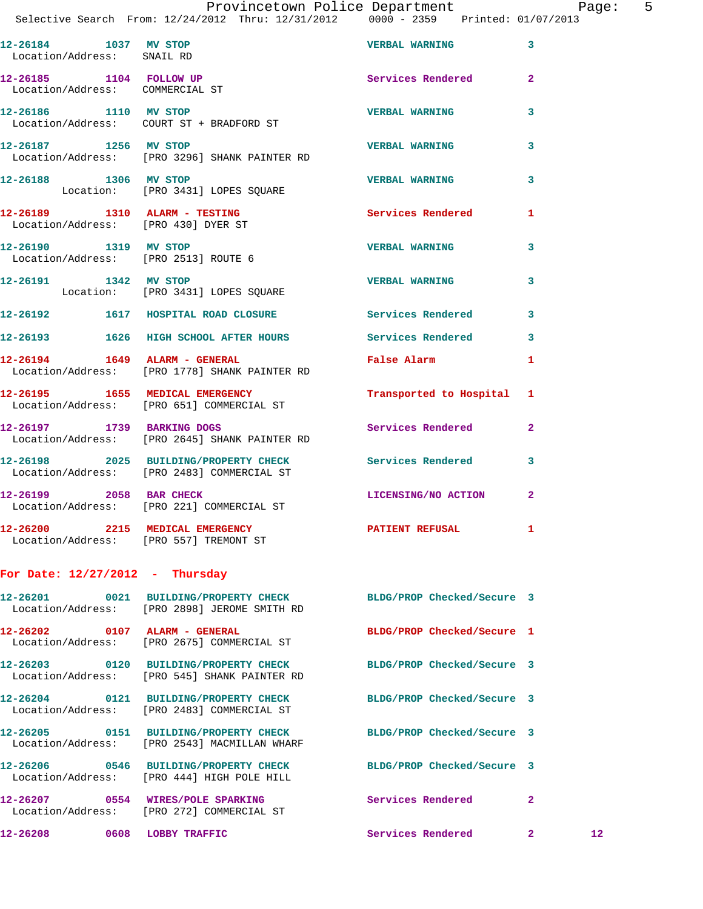12-26184 1037 MV STOP VERBAL WARNING 3
Location/Address: SNAIL RD

12-26185 1104 FOLLOW UP Services Rendered 2
Location/Address: COMMERCIAL ST

12-26186 1110 MV STOP VERBAL WARNING 3
Location/Address: COURT ST + BRADFORD ST

12-26187 1256 MV STOP VERBAL WARNING 3
Location/Address: [PRO 3296] SHANK PAINTER RD

12-26188 1306 MV STOP VERBAL WARNING 3
Location: [PRO 3431] LOPES SQUARE

12-26189 1310 ALARM - TESTING Services Rendered 1
Location/Address: [PRO 430] DYER ST

12-26190 1319 MV STOP VERBAL WARNING 3
Location/Address: [PRO 2513] ROUTE 6

12-26191 1342 MV STOP VERBAL WARNING 3
Location: [PRO 3431] LOPES SQUARE

12-26192 1617 HOSPITAL ROAD CLOSURE Services Rendered 3

12-26193 1626 HIGH SCHOOL AFTER HOURS Services Rendered 3

12-26194 1649 ALARM - GENERAL False Alarm 1
Location/Address: [PRO 1778] SHANK PAINTER RD

12-26195 1655 MEDICAL EMERGENCY Transported to Hospital 1
Location/Address: [PRO 651] COMMERCIAL ST

12-26197 1739 BARKING DOGS Services Rendered 2
Location/Address: [PRO 2645] SHANK PAINTER RD

12-26198 2025 BUILDING/PROPERTY CHECK Services Rendered 3
Location/Address: [PRO 2483] COMMERCIAL ST

12-26199 2058 BAR CHECK LICENSING/NO ACTION 2
Location/Address: [PRO 221] COMMERCIAL ST

12-26200 2215 MEDICAL EMERGENCY PATIENT REFUSAL 1
Location/Address: [PRO 557] TREMONT ST

**For Date: 12/27/2012 - Thursday**

12-26201 0021 BUILDING/PROPERTY CHECK BLDG/PROP Checked/Secure 3
Location/Address: [PRO 2898] JEROME SMITH RD

12-26202 0107 ALARM - GENERAL BLDG/PROP Checked/Secure 1
Location/Address: [PRO 2675] COMMERCIAL ST

12-26203 0120 BUILDING/PROPERTY CHECK BLDG/PROP Checked/Secure 3
Location/Address: [PRO 545] SHANK PAINTER RD

12-26204 0121 BUILDING/PROPERTY CHECK BLDG/PROP Checked/Secure 3
Location/Address: [PRO 2483] COMMERCIAL ST

12-26205 0151 BUILDING/PROPERTY CHECK BLDG/PROP Checked/Secure 3
Location/Address: [PRO 2543] MACMILLAN WHARF

12-26206 0546 BUILDING/PROPERTY CHECK BLDG/PROP Checked/Secure 3
Location/Address: [PRO 444] HIGH POLE HILL

12-26207 0554 WIRES/POLE SPARKING Services Rendered 2
Location/Address: [PRO 272] COMMERCIAL ST

12-26208 0608 LOBBY TRAFFIC Services Rendered 2 12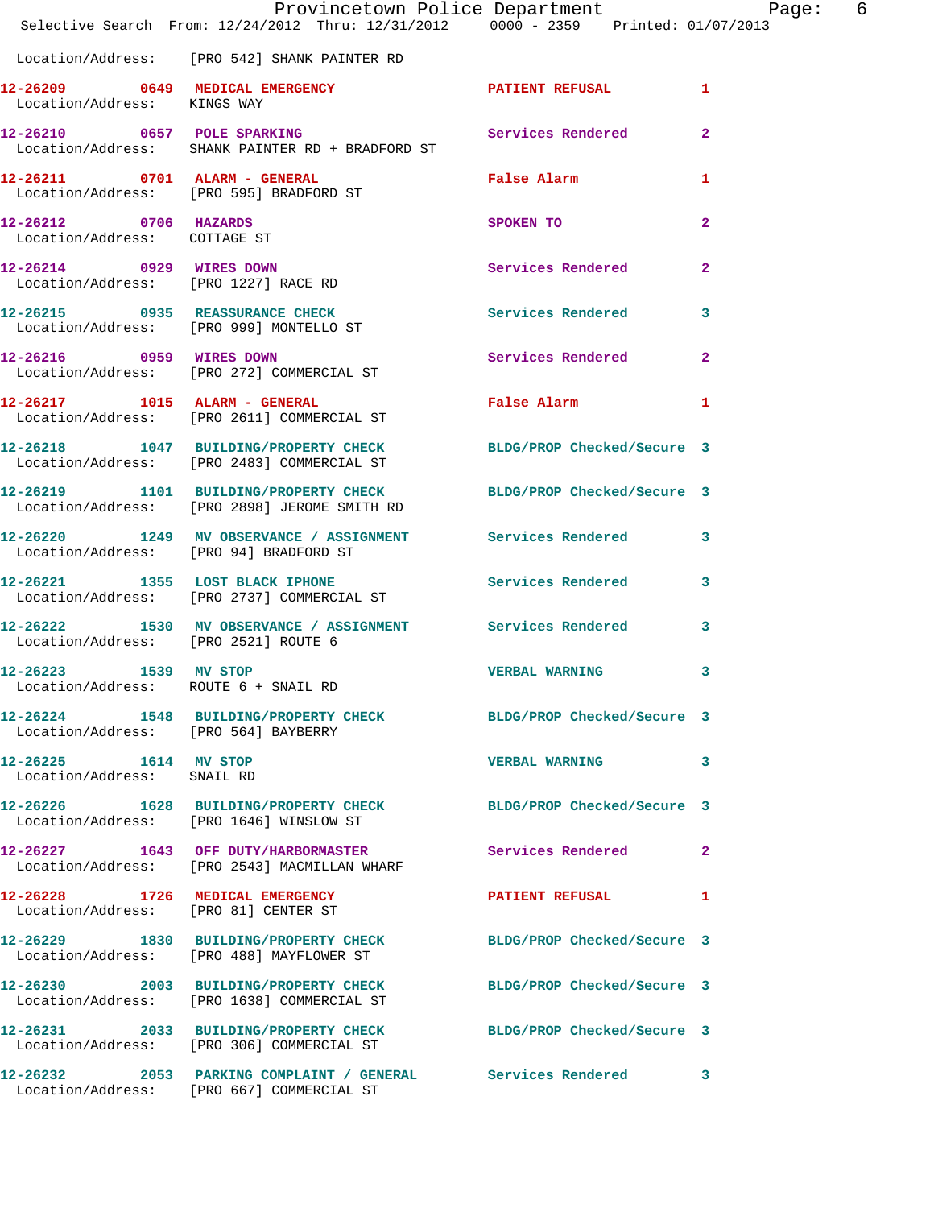Location/Address: [PRO 542] SHANK PAINTER RD

**12-26209 0649 MEDICAL EMERGENCY** PATIENT REFUSAL 1
Location/Address: KINGS WAY

**12-26210 0657 POLE SPARKING** Services Rendered 2
Location/Address: SHANK PAINTER RD + BRADFORD ST

**12-26211 0701 ALARM - GENERAL** False Alarm 1
Location/Address: [PRO 595] BRADFORD ST

**12-26212 0706 HAZARDS** SPOKEN TO 2
Location/Address: COTTAGE ST

**12-26214 0929 WIRES DOWN** Services Rendered 2
Location/Address: [PRO 1227] RACE RD

**12-26215 0935 REASSURANCE CHECK** Services Rendered 3
Location/Address: [PRO 999] MONTELLO ST

**12-26216 0959 WIRES DOWN** Services Rendered 2
Location/Address: [PRO 272] COMMERCIAL ST

**12-26217 1015 ALARM - GENERAL** False Alarm 1
Location/Address: [PRO 2611] COMMERCIAL ST

**12-26218 1047 BUILDING/PROPERTY CHECK** BLDG/PROP Checked/Secure 3
Location/Address: [PRO 2483] COMMERCIAL ST

**12-26219 1101 BUILDING/PROPERTY CHECK** BLDG/PROP Checked/Secure 3
Location/Address: [PRO 2898] JEROME SMITH RD

**12-26220 1249 MV OBSERVANCE / ASSIGNMENT** Services Rendered 3
Location/Address: [PRO 94] BRADFORD ST

**12-26221 1355 LOST BLACK IPHONE** Services Rendered 3
Location/Address: [PRO 2737] COMMERCIAL ST

**12-26222 1530 MV OBSERVANCE / ASSIGNMENT** Services Rendered 3
Location/Address: [PRO 2521] ROUTE 6

**12-26223 1539 MV STOP** VERBAL WARNING 3
Location/Address: ROUTE 6 + SNAIL RD

**12-26224 1548 BUILDING/PROPERTY CHECK** BLDG/PROP Checked/Secure 3
Location/Address: [PRO 564] BAYBERRY

**12-26225 1614 MV STOP** VERBAL WARNING 3
Location/Address: SNAIL RD

**12-26226 1628 BUILDING/PROPERTY CHECK** BLDG/PROP Checked/Secure 3
Location/Address: [PRO 1646] WINSLOW ST

**12-26227 1643 OFF DUTY/HARBORMASTER** Services Rendered 2
Location/Address: [PRO 2543] MACMILLAN WHARF

**12-26228 1726 MEDICAL EMERGENCY** PATIENT REFUSAL 1
Location/Address: [PRO 81] CENTER ST

**12-26229 1830 BUILDING/PROPERTY CHECK** BLDG/PROP Checked/Secure 3
Location/Address: [PRO 488] MAYFLOWER ST

**12-26230 2003 BUILDING/PROPERTY CHECK** BLDG/PROP Checked/Secure 3
Location/Address: [PRO 1638] COMMERCIAL ST

**12-26231 2033 BUILDING/PROPERTY CHECK** BLDG/PROP Checked/Secure 3
Location/Address: [PRO 306] COMMERCIAL ST

**12-26232 2053 PARKING COMPLAINT / GENERAL** Services Rendered 3
Location/Address: [PRO 667] COMMERCIAL ST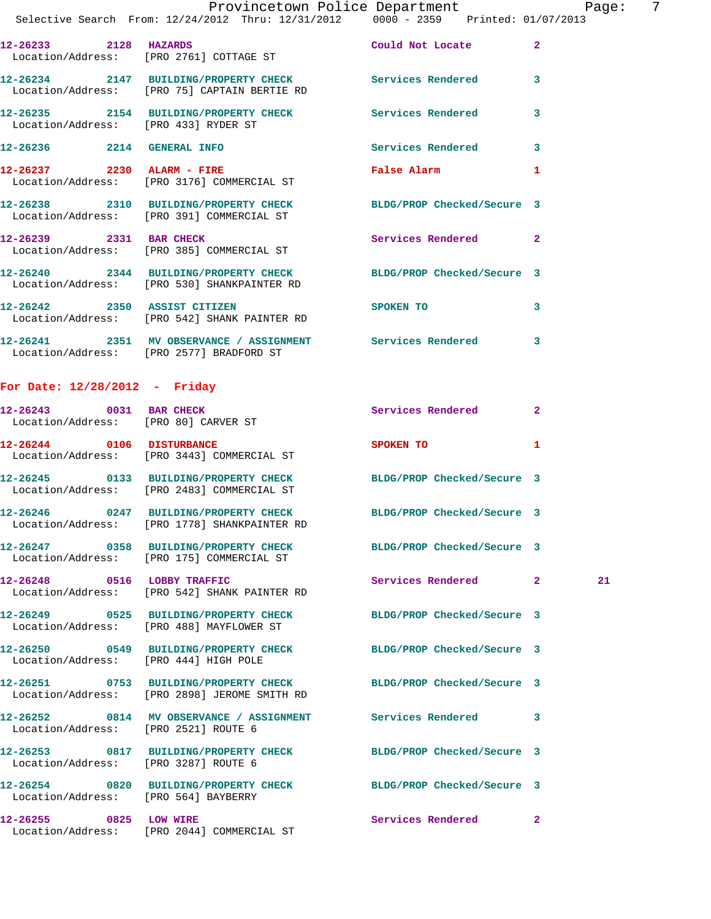12-26233 2128 HAZARDS Could Not Locate 2
Location/Address: [PRO 2761] COTTAGE ST

12-26234 2147 BUILDING/PROPERTY CHECK Services Rendered 3
Location/Address: [PRO 75] CAPTAIN BERTIE RD

12-26235 2154 BUILDING/PROPERTY CHECK Services Rendered 3
Location/Address: [PRO 433] RYDER ST

12-26236 2214 GENERAL INFO Services Rendered 3

12-26237 2230 ALARM - FIRE False Alarm 1
Location/Address: [PRO 3176] COMMERCIAL ST

12-26238 2310 BUILDING/PROPERTY CHECK BLDG/PROP Checked/Secure 3
Location/Address: [PRO 391] COMMERCIAL ST

12-26239 2331 BAR CHECK Services Rendered 2
Location/Address: [PRO 385] COMMERCIAL ST

12-26240 2344 BUILDING/PROPERTY CHECK BLDG/PROP Checked/Secure 3
Location/Address: [PRO 530] SHANKPAINTER RD

12-26242 2350 ASSIST CITIZEN SPOKEN TO 3
Location/Address: [PRO 542] SHANK PAINTER RD

12-26241 2351 MV OBSERVANCE / ASSIGNMENT Services Rendered 3
Location/Address: [PRO 2577] BRADFORD ST

## For Date: 12/28/2012 - Friday

12-26243 0031 BAR CHECK Services Rendered 2
Location/Address: [PRO 80] CARVER ST

12-26244 0106 DISTURBANCE SPOKEN TO 1
Location/Address: [PRO 3443] COMMERCIAL ST

12-26245 0133 BUILDING/PROPERTY CHECK BLDG/PROP Checked/Secure 3
Location/Address: [PRO 2483] COMMERCIAL ST

12-26246 0247 BUILDING/PROPERTY CHECK BLDG/PROP Checked/Secure 3
Location/Address: [PRO 1778] SHANKPAINTER RD

12-26247 0358 BUILDING/PROPERTY CHECK BLDG/PROP Checked/Secure 3
Location/Address: [PRO 175] COMMERCIAL ST

12-26248 0516 LOBBY TRAFFIC Services Rendered 2 21
Location/Address: [PRO 542] SHANK PAINTER RD

12-26249 0525 BUILDING/PROPERTY CHECK BLDG/PROP Checked/Secure 3
Location/Address: [PRO 488] MAYFLOWER ST

12-26250 0549 BUILDING/PROPERTY CHECK BLDG/PROP Checked/Secure 3
Location/Address: [PRO 444] HIGH POLE

12-26251 0753 BUILDING/PROPERTY CHECK BLDG/PROP Checked/Secure 3
Location/Address: [PRO 2898] JEROME SMITH RD

12-26252 0814 MV OBSERVANCE / ASSIGNMENT Services Rendered 3
Location/Address: [PRO 2521] ROUTE 6

12-26253 0817 BUILDING/PROPERTY CHECK BLDG/PROP Checked/Secure 3
Location/Address: [PRO 3287] ROUTE 6

12-26254 0820 BUILDING/PROPERTY CHECK BLDG/PROP Checked/Secure 3
Location/Address: [PRO 564] BAYBERRY

12-26255 0825 LOW WIRE Services Rendered 2
Location/Address: [PRO 2044] COMMERCIAL ST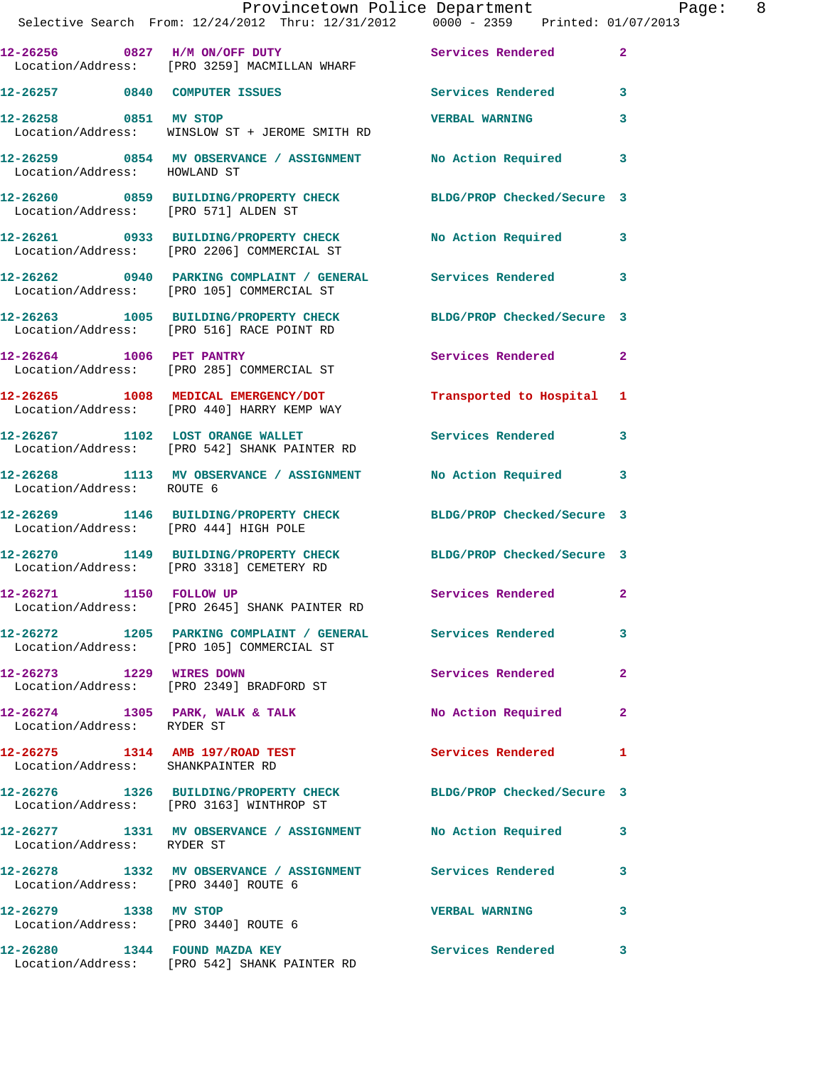12-26256 0827 H/M ON/OFF DUTY Services Rendered 2
Location/Address: [PRO 3259] MACMILLAN WHARF

12-26257 0840 COMPUTER ISSUES Services Rendered 3

12-26258 0851 MV STOP VERBAL WARNING 3
Location/Address: WINSLOW ST + JEROME SMITH RD

12-26259 0854 MV OBSERVANCE / ASSIGNMENT No Action Required 3
Location/Address: HOWLAND ST

12-26260 0859 BUILDING/PROPERTY CHECK BLDG/PROP Checked/Secure 3
Location/Address: [PRO 571] ALDEN ST

12-26261 0933 BUILDING/PROPERTY CHECK No Action Required 3
Location/Address: [PRO 2206] COMMERCIAL ST

12-26262 0940 PARKING COMPLAINT / GENERAL Services Rendered 3
Location/Address: [PRO 105] COMMERCIAL ST

12-26263 1005 BUILDING/PROPERTY CHECK BLDG/PROP Checked/Secure 3
Location/Address: [PRO 516] RACE POINT RD

12-26264 1006 PET PANTRY Services Rendered 2
Location/Address: [PRO 285] COMMERCIAL ST

12-26265 1008 MEDICAL EMERGENCY/DOT Transported to Hospital 1
Location/Address: [PRO 440] HARRY KEMP WAY

12-26267 1102 LOST ORANGE WALLET Services Rendered 3
Location/Address: [PRO 542] SHANK PAINTER RD

12-26268 1113 MV OBSERVANCE / ASSIGNMENT No Action Required 3
Location/Address: ROUTE 6

12-26269 1146 BUILDING/PROPERTY CHECK BLDG/PROP Checked/Secure 3
Location/Address: [PRO 444] HIGH POLE

12-26270 1149 BUILDING/PROPERTY CHECK BLDG/PROP Checked/Secure 3
Location/Address: [PRO 3318] CEMETERY RD

12-26271 1150 FOLLOW UP Services Rendered 2
Location/Address: [PRO 2645] SHANK PAINTER RD

12-26272 1205 PARKING COMPLAINT / GENERAL Services Rendered 3
Location/Address: [PRO 105] COMMERCIAL ST

12-26273 1229 WIRES DOWN Services Rendered 2
Location/Address: [PRO 2349] BRADFORD ST

12-26274 1305 PARK, WALK & TALK No Action Required 2
Location/Address: RYDER ST

12-26275 1314 AMB 197/ROAD TEST Services Rendered 1
Location/Address: SHANKPAINTER RD

12-26276 1326 BUILDING/PROPERTY CHECK BLDG/PROP Checked/Secure 3
Location/Address: [PRO 3163] WINTHROP ST

12-26277 1331 MV OBSERVANCE / ASSIGNMENT No Action Required 3
Location/Address: RYDER ST

12-26278 1332 MV OBSERVANCE / ASSIGNMENT Services Rendered 3
Location/Address: [PRO 3440] ROUTE 6

12-26279 1338 MV STOP VERBAL WARNING 3
Location/Address: [PRO 3440] ROUTE 6

12-26280 1344 FOUND MAZDA KEY Services Rendered 3
Location/Address: [PRO 542] SHANK PAINTER RD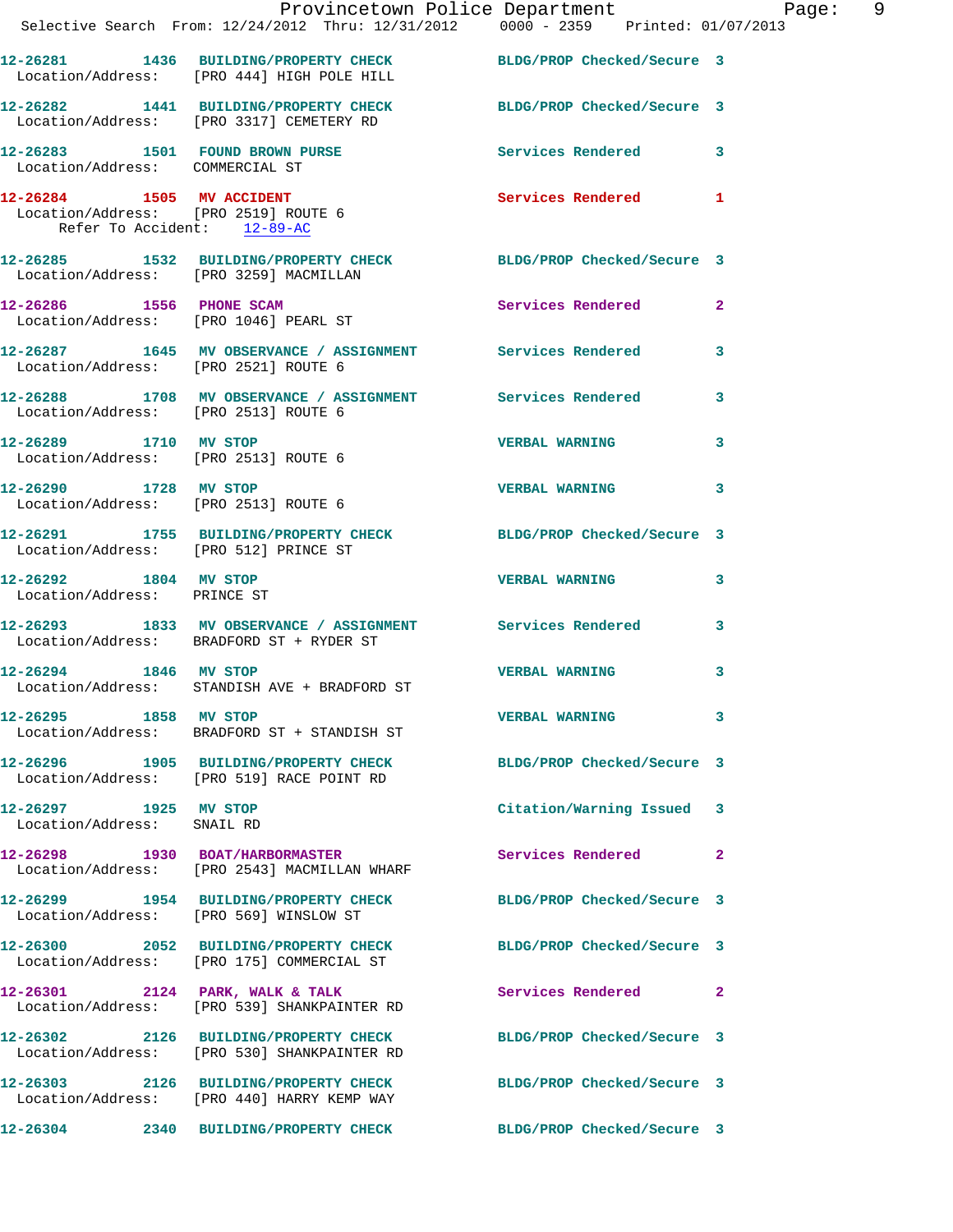12-26281 1436 BUILDING/PROPERTY CHECK BLDG/PROP Checked/Secure 3
Location/Address: [PRO 444] HIGH POLE HILL

12-26282 1441 BUILDING/PROPERTY CHECK BLDG/PROP Checked/Secure 3
Location/Address: [PRO 3317] CEMETERY RD

12-26283 1501 FOUND BROWN PURSE Services Rendered 3
Location/Address: COMMERCIAL ST

12-26284 1505 MV ACCIDENT Services Rendered 1
Location/Address: [PRO 2519] ROUTE 6
Refer To Accident: 12-89-AC

12-26285 1532 BUILDING/PROPERTY CHECK BLDG/PROP Checked/Secure 3
Location/Address: [PRO 3259] MACMILLAN

12-26286 1556 PHONE SCAM Services Rendered 2
Location/Address: [PRO 1046] PEARL ST

12-26287 1645 MV OBSERVANCE / ASSIGNMENT Services Rendered 3
Location/Address: [PRO 2521] ROUTE 6

12-26288 1708 MV OBSERVANCE / ASSIGNMENT Services Rendered 3
Location/Address: [PRO 2513] ROUTE 6

12-26289 1710 MV STOP VERBAL WARNING 3
Location/Address: [PRO 2513] ROUTE 6

12-26290 1728 MV STOP VERBAL WARNING 3
Location/Address: [PRO 2513] ROUTE 6

12-26291 1755 BUILDING/PROPERTY CHECK BLDG/PROP Checked/Secure 3
Location/Address: [PRO 512] PRINCE ST

12-26292 1804 MV STOP VERBAL WARNING 3
Location/Address: PRINCE ST

12-26293 1833 MV OBSERVANCE / ASSIGNMENT Services Rendered 3
Location/Address: BRADFORD ST + RYDER ST

12-26294 1846 MV STOP VERBAL WARNING 3
Location/Address: STANDISH AVE + BRADFORD ST

12-26295 1858 MV STOP VERBAL WARNING 3
Location/Address: BRADFORD ST + STANDISH ST

12-26296 1905 BUILDING/PROPERTY CHECK BLDG/PROP Checked/Secure 3
Location/Address: [PRO 519] RACE POINT RD

12-26297 1925 MV STOP Citation/Warning Issued 3
Location/Address: SNAIL RD

12-26298 1930 BOAT/HARBORMASTER Services Rendered 2
Location/Address: [PRO 2543] MACMILLAN WHARF

12-26299 1954 BUILDING/PROPERTY CHECK BLDG/PROP Checked/Secure 3
Location/Address: [PRO 569] WINSLOW ST

12-26300 2052 BUILDING/PROPERTY CHECK BLDG/PROP Checked/Secure 3
Location/Address: [PRO 175] COMMERCIAL ST

12-26301 2124 PARK, WALK & TALK Services Rendered 2
Location/Address: [PRO 539] SHANKPAINTER RD

12-26302 2126 BUILDING/PROPERTY CHECK BLDG/PROP Checked/Secure 3
Location/Address: [PRO 530] SHANKPAINTER RD

12-26303 2126 BUILDING/PROPERTY CHECK BLDG/PROP Checked/Secure 3
Location/Address: [PRO 440] HARRY KEMP WAY

12-26304 2340 BUILDING/PROPERTY CHECK BLDG/PROP Checked/Secure 3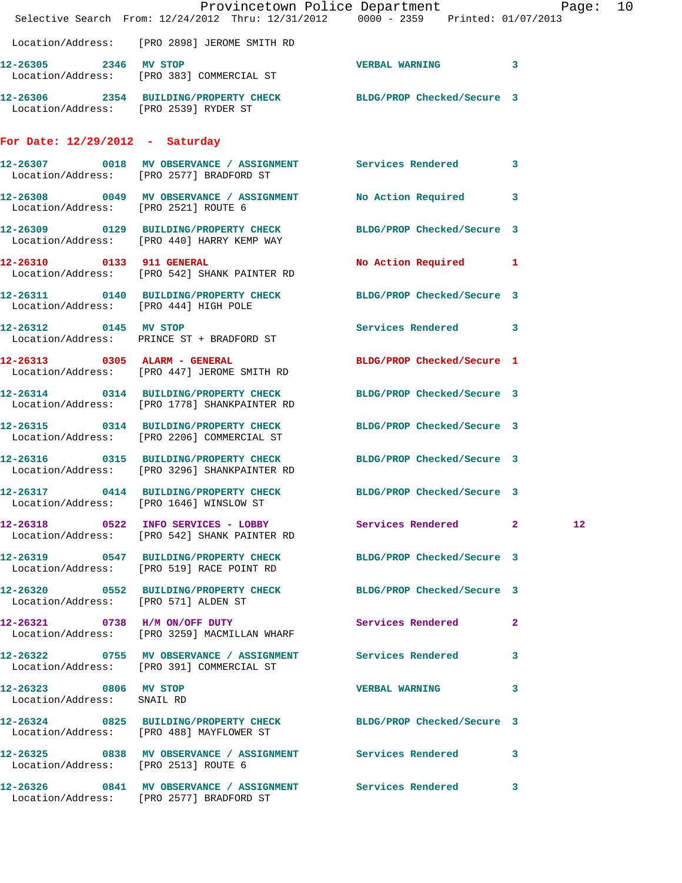Location/Address: [PRO 2898] JEROME SMITH RD

12-26305 2346 MV STOP VERBAL WARNING 3
Location/Address: [PRO 383] COMMERCIAL ST

12-26306 2354 BUILDING/PROPERTY CHECK BLDG/PROP Checked/Secure 3
Location/Address: [PRO 2539] RYDER ST

## For Date: 12/29/2012 - Saturday

12-26307 0018 MV OBSERVANCE / ASSIGNMENT Services Rendered 3
Location/Address: [PRO 2577] BRADFORD ST

12-26308 0049 MV OBSERVANCE / ASSIGNMENT No Action Required 3
Location/Address: [PRO 2521] ROUTE 6

12-26309 0129 BUILDING/PROPERTY CHECK BLDG/PROP Checked/Secure 3
Location/Address: [PRO 440] HARRY KEMP WAY

12-26310 0133 911 GENERAL No Action Required 1
Location/Address: [PRO 542] SHANK PAINTER RD

12-26311 0140 BUILDING/PROPERTY CHECK BLDG/PROP Checked/Secure 3
Location/Address: [PRO 444] HIGH POLE

12-26312 0145 MV STOP Services Rendered 3
Location/Address: PRINCE ST + BRADFORD ST

12-26313 0305 ALARM - GENERAL BLDG/PROP Checked/Secure 1
Location/Address: [PRO 447] JEROME SMITH RD

12-26314 0314 BUILDING/PROPERTY CHECK BLDG/PROP Checked/Secure 3
Location/Address: [PRO 1778] SHANKPAINTER RD

12-26315 0314 BUILDING/PROPERTY CHECK BLDG/PROP Checked/Secure 3
Location/Address: [PRO 2206] COMMERCIAL ST

12-26316 0315 BUILDING/PROPERTY CHECK BLDG/PROP Checked/Secure 3
Location/Address: [PRO 3296] SHANKPAINTER RD

12-26317 0414 BUILDING/PROPERTY CHECK BLDG/PROP Checked/Secure 3
Location/Address: [PRO 1646] WINSLOW ST

12-26318 0522 INFO SERVICES - LOBBY Services Rendered 2 12
Location/Address: [PRO 542] SHANK PAINTER RD

12-26319 0547 BUILDING/PROPERTY CHECK BLDG/PROP Checked/Secure 3
Location/Address: [PRO 519] RACE POINT RD

12-26320 0552 BUILDING/PROPERTY CHECK BLDG/PROP Checked/Secure 3
Location/Address: [PRO 571] ALDEN ST

12-26321 0738 H/M ON/OFF DUTY Services Rendered 2
Location/Address: [PRO 3259] MACMILLAN WHARF

12-26322 0755 MV OBSERVANCE / ASSIGNMENT Services Rendered 3
Location/Address: [PRO 391] COMMERCIAL ST

12-26323 0806 MV STOP VERBAL WARNING 3
Location/Address: SNAIL RD

12-26324 0825 BUILDING/PROPERTY CHECK BLDG/PROP Checked/Secure 3
Location/Address: [PRO 488] MAYFLOWER ST

12-26325 0838 MV OBSERVANCE / ASSIGNMENT Services Rendered 3
Location/Address: [PRO 2513] ROUTE 6

12-26326 0841 MV OBSERVANCE / ASSIGNMENT Services Rendered 3
Location/Address: [PRO 2577] BRADFORD ST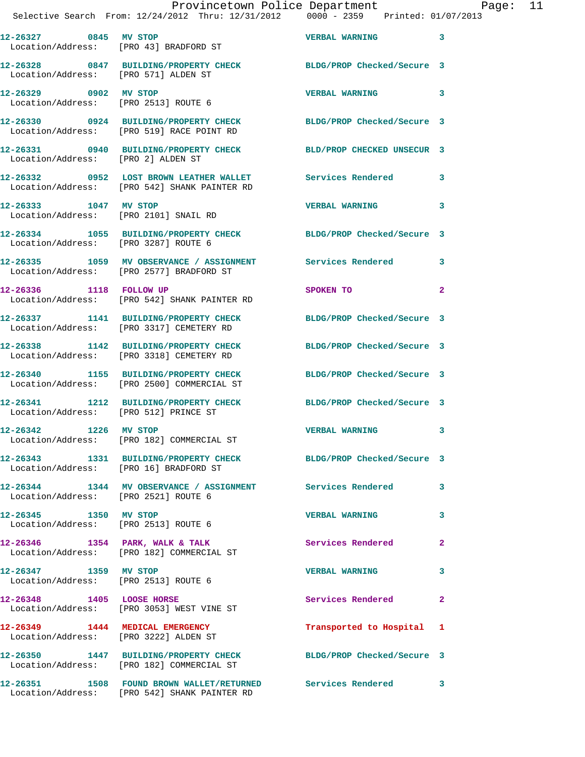12-26327 0845 MV STOP VERBAL WARNING 3
Location/Address: [PRO 43] BRADFORD ST

12-26328 0847 BUILDING/PROPERTY CHECK BLDG/PROP Checked/Secure 3
Location/Address: [PRO 571] ALDEN ST

12-26329 0902 MV STOP VERBAL WARNING 3
Location/Address: [PRO 2513] ROUTE 6

12-26330 0924 BUILDING/PROPERTY CHECK BLDG/PROP Checked/Secure 3
Location/Address: [PRO 519] RACE POINT RD

12-26331 0940 BUILDING/PROPERTY CHECK BLD/PROP CHECKED UNSECUR 3
Location/Address: [PRO 2] ALDEN ST

12-26332 0952 LOST BROWN LEATHER WALLET Services Rendered 3
Location/Address: [PRO 542] SHANK PAINTER RD

12-26333 1047 MV STOP VERBAL WARNING 3
Location/Address: [PRO 2101] SNAIL RD

12-26334 1055 BUILDING/PROPERTY CHECK BLDG/PROP Checked/Secure 3
Location/Address: [PRO 3287] ROUTE 6

12-26335 1059 MV OBSERVANCE / ASSIGNMENT Services Rendered 3
Location/Address: [PRO 2577] BRADFORD ST

12-26336 1118 FOLLOW UP SPOKEN TO 2
Location/Address: [PRO 542] SHANK PAINTER RD

12-26337 1141 BUILDING/PROPERTY CHECK BLDG/PROP Checked/Secure 3
Location/Address: [PRO 3317] CEMETERY RD

12-26338 1142 BUILDING/PROPERTY CHECK BLDG/PROP Checked/Secure 3
Location/Address: [PRO 3318] CEMETERY RD

12-26340 1155 BUILDING/PROPERTY CHECK BLDG/PROP Checked/Secure 3
Location/Address: [PRO 2500] COMMERCIAL ST

12-26341 1212 BUILDING/PROPERTY CHECK BLDG/PROP Checked/Secure 3
Location/Address: [PRO 512] PRINCE ST

12-26342 1226 MV STOP VERBAL WARNING 3
Location/Address: [PRO 182] COMMERCIAL ST

12-26343 1331 BUILDING/PROPERTY CHECK BLDG/PROP Checked/Secure 3
Location/Address: [PRO 16] BRADFORD ST

12-26344 1344 MV OBSERVANCE / ASSIGNMENT Services Rendered 3
Location/Address: [PRO 2521] ROUTE 6

12-26345 1350 MV STOP VERBAL WARNING 3
Location/Address: [PRO 2513] ROUTE 6

12-26346 1354 PARK, WALK & TALK Services Rendered 2
Location/Address: [PRO 182] COMMERCIAL ST

12-26347 1359 MV STOP VERBAL WARNING 3
Location/Address: [PRO 2513] ROUTE 6

12-26348 1405 LOOSE HORSE Services Rendered 2
Location/Address: [PRO 3053] WEST VINE ST

12-26349 1444 MEDICAL EMERGENCY Transported to Hospital 1
Location/Address: [PRO 3222] ALDEN ST

12-26350 1447 BUILDING/PROPERTY CHECK BLDG/PROP Checked/Secure 3
Location/Address: [PRO 182] COMMERCIAL ST

12-26351 1508 FOUND BROWN WALLET/RETURNED Services Rendered 3
Location/Address: [PRO 542] SHANK PAINTER RD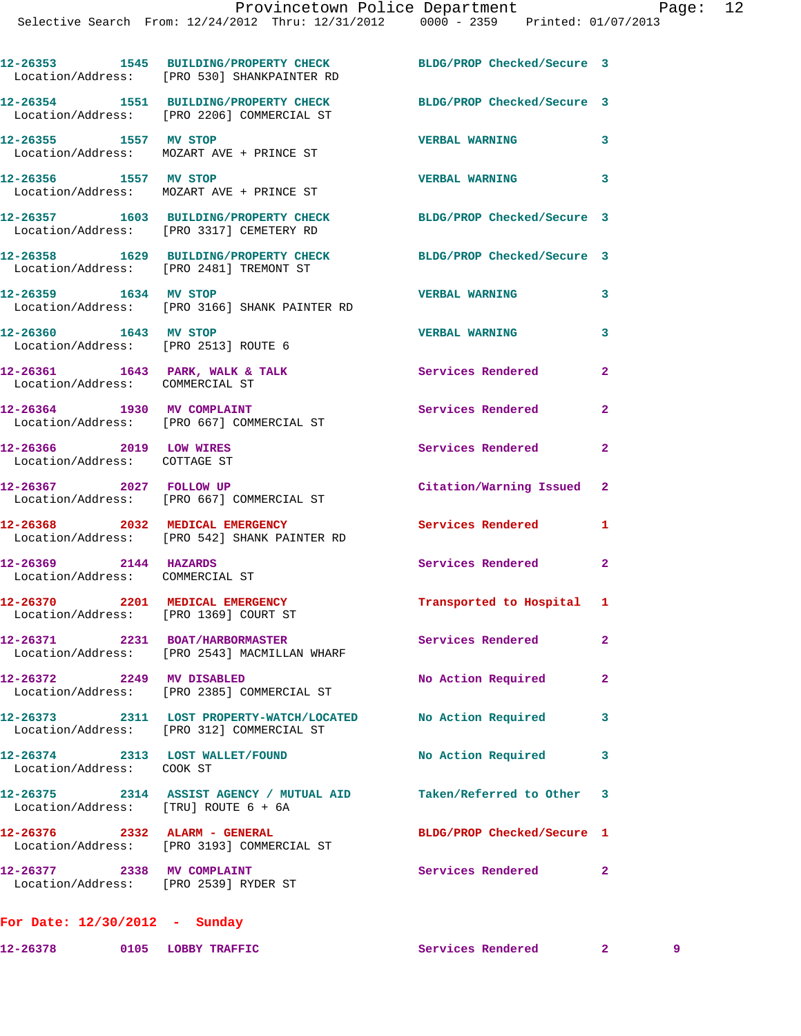| Call Number | Time | Call Reason | Action | Priority |
|---|---|---|---|---|
| 12-26353 | 1545 | BUILDING/PROPERTY CHECK | BLDG/PROP Checked/Secure | 3 |
| Location/Address: [PRO 530] SHANKPAINTER RD | | | | |
| 12-26354 | 1551 | BUILDING/PROPERTY CHECK | BLDG/PROP Checked/Secure | 3 |
| Location/Address: [PRO 2206] COMMERCIAL ST | | | | |
| 12-26355 | 1557 | MV STOP | VERBAL WARNING | 3 |
| Location/Address: MOZART AVE + PRINCE ST | | | | |
| 12-26356 | 1557 | MV STOP | VERBAL WARNING | 3 |
| Location/Address: MOZART AVE + PRINCE ST | | | | |
| 12-26357 | 1603 | BUILDING/PROPERTY CHECK | BLDG/PROP Checked/Secure | 3 |
| Location/Address: [PRO 3317] CEMETERY RD | | | | |
| 12-26358 | 1629 | BUILDING/PROPERTY CHECK | BLDG/PROP Checked/Secure | 3 |
| Location/Address: [PRO 2481] TREMONT ST | | | | |
| 12-26359 | 1634 | MV STOP | VERBAL WARNING | 3 |
| Location/Address: [PRO 3166] SHANK PAINTER RD | | | | |
| 12-26360 | 1643 | MV STOP | VERBAL WARNING | 3 |
| Location/Address: [PRO 2513] ROUTE 6 | | | | |
| 12-26361 | 1643 | PARK, WALK & TALK | Services Rendered | 2 |
| Location/Address: COMMERCIAL ST | | | | |
| 12-26364 | 1930 | MV COMPLAINT | Services Rendered | 2 |
| Location/Address: [PRO 667] COMMERCIAL ST | | | | |
| 12-26366 | 2019 | LOW WIRES | Services Rendered | 2 |
| Location/Address: COTTAGE ST | | | | |
| 12-26367 | 2027 | FOLLOW UP | Citation/Warning Issued | 2 |
| Location/Address: [PRO 667] COMMERCIAL ST | | | | |
| 12-26368 | 2032 | MEDICAL EMERGENCY | Services Rendered | 1 |
| Location/Address: [PRO 542] SHANK PAINTER RD | | | | |
| 12-26369 | 2144 | HAZARDS | Services Rendered | 2 |
| Location/Address: COMMERCIAL ST | | | | |
| 12-26370 | 2201 | MEDICAL EMERGENCY | Transported to Hospital | 1 |
| Location/Address: [PRO 1369] COURT ST | | | | |
| 12-26371 | 2231 | BOAT/HARBORMASTER | Services Rendered | 2 |
| Location/Address: [PRO 2543] MACMILLAN WHARF | | | | |
| 12-26372 | 2249 | MV DISABLED | No Action Required | 2 |
| Location/Address: [PRO 2385] COMMERCIAL ST | | | | |
| 12-26373 | 2311 | LOST PROPERTY-WATCH/LOCATED | No Action Required | 3 |
| Location/Address: [PRO 312] COMMERCIAL ST | | | | |
| 12-26374 | 2313 | LOST WALLET/FOUND | No Action Required | 3 |
| Location/Address: COOK ST | | | | |
| 12-26375 | 2314 | ASSIST AGENCY / MUTUAL AID | Taken/Referred to Other | 3 |
| Location/Address: [TRU] ROUTE 6 + 6A | | | | |
| 12-26376 | 2332 | ALARM - GENERAL | BLDG/PROP Checked/Secure | 1 |
| Location/Address: [PRO 3193] COMMERCIAL ST | | | | |
| 12-26377 | 2338 | MV COMPLAINT | Services Rendered | 2 |
| Location/Address: [PRO 2539] RYDER ST | | | | |

## For Date: 12/30/2012 - Sunday

| Call Number | Time | Call Reason | Action | Priority | |
|---|---|---|---|---|---|
| 12-26378 | 0105 | LOBBY TRAFFIC | Services Rendered | 2 | 9 |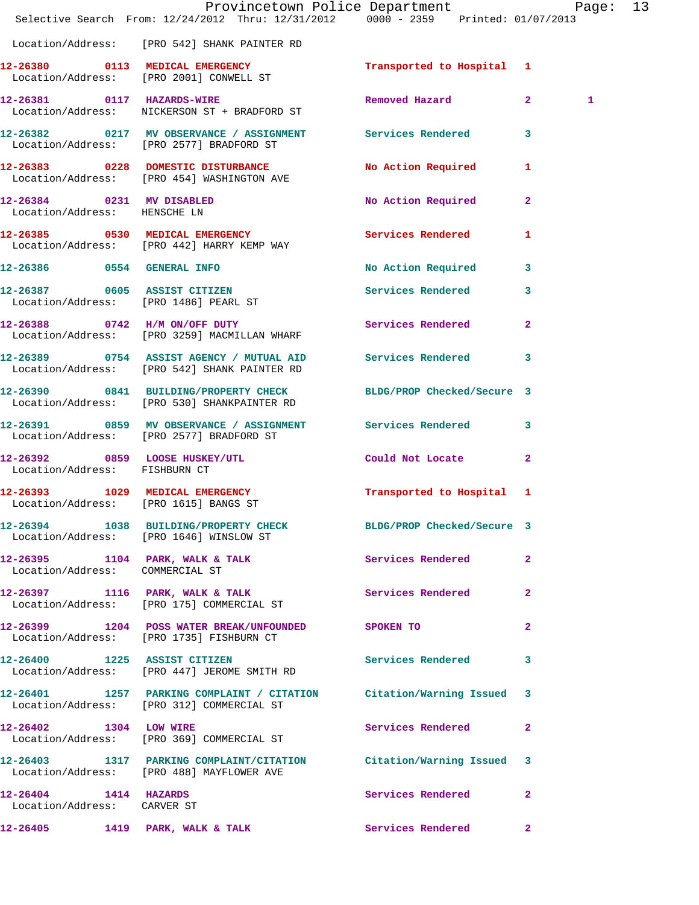Location/Address: [PRO 542] SHANK PAINTER RD

| Call # | Time | Call Reason | Action | Priority | |
|---|---|---|---|---|---|
| 12-26380 | 0113 | MEDICAL EMERGENCY | Transported to Hospital | 1 | |
| Location/Address: [PRO 2001] CONWELL ST | | | | | |
| 12-26381 | 0117 | HAZARDS-WIRE | Removed Hazard | 2 | 1 |
| Location/Address: NICKERSON ST + BRADFORD ST | | | | | |
| 12-26382 | 0217 | MV OBSERVANCE / ASSIGNMENT | Services Rendered | 3 | |
| Location/Address: [PRO 2577] BRADFORD ST | | | | | |
| 12-26383 | 0228 | DOMESTIC DISTURBANCE | No Action Required | 1 | |
| Location/Address: [PRO 454] WASHINGTON AVE | | | | | |
| 12-26384 | 0231 | MV DISABLED | No Action Required | 2 | |
| Location/Address: HENSCHE LN | | | | | |
| 12-26385 | 0530 | MEDICAL EMERGENCY | Services Rendered | 1 | |
| Location/Address: [PRO 442] HARRY KEMP WAY | | | | | |
| 12-26386 | 0554 | GENERAL INFO | No Action Required | 3 | |
| 12-26387 | 0605 | ASSIST CITIZEN | Services Rendered | 3 | |
| Location/Address: [PRO 1486] PEARL ST | | | | | |
| 12-26388 | 0742 | H/M ON/OFF DUTY | Services Rendered | 2 | |
| Location/Address: [PRO 3259] MACMILLAN WHARF | | | | | |
| 12-26389 | 0754 | ASSIST AGENCY / MUTUAL AID | Services Rendered | 3 | |
| Location/Address: [PRO 542] SHANK PAINTER RD | | | | | |
| 12-26390 | 0841 | BUILDING/PROPERTY CHECK | BLDG/PROP Checked/Secure | 3 | |
| Location/Address: [PRO 530] SHANKPAINTER RD | | | | | |
| 12-26391 | 0859 | MV OBSERVANCE / ASSIGNMENT | Services Rendered | 3 | |
| Location/Address: [PRO 2577] BRADFORD ST | | | | | |
| 12-26392 | 0859 | LOOSE HUSKEY/UTL | Could Not Locate | 2 | |
| Location/Address: FISHBURN CT | | | | | |
| 12-26393 | 1029 | MEDICAL EMERGENCY | Transported to Hospital | 1 | |
| Location/Address: [PRO 1615] BANGS ST | | | | | |
| 12-26394 | 1038 | BUILDING/PROPERTY CHECK | BLDG/PROP Checked/Secure | 3 | |
| Location/Address: [PRO 1646] WINSLOW ST | | | | | |
| 12-26395 | 1104 | PARK, WALK & TALK | Services Rendered | 2 | |
| Location/Address: COMMERCIAL ST | | | | | |
| 12-26397 | 1116 | PARK, WALK & TALK | Services Rendered | 2 | |
| Location/Address: [PRO 175] COMMERCIAL ST | | | | | |
| 12-26399 | 1204 | POSS WATER BREAK/UNFOUNDED | SPOKEN TO | 2 | |
| Location/Address: [PRO 1735] FISHBURN CT | | | | | |
| 12-26400 | 1225 | ASSIST CITIZEN | Services Rendered | 3 | |
| Location/Address: [PRO 447] JEROME SMITH RD | | | | | |
| 12-26401 | 1257 | PARKING COMPLAINT / CITATION | Citation/Warning Issued | 3 | |
| Location/Address: [PRO 312] COMMERCIAL ST | | | | | |
| 12-26402 | 1304 | LOW WIRE | Services Rendered | 2 | |
| Location/Address: [PRO 369] COMMERCIAL ST | | | | | |
| 12-26403 | 1317 | PARKING COMPLAINT/CITATION | Citation/Warning Issued | 3 | |
| Location/Address: [PRO 488] MAYFLOWER AVE | | | | | |
| 12-26404 | 1414 | HAZARDS | Services Rendered | 2 | |
| Location/Address: CARVER ST | | | | | |
| 12-26405 | 1419 | PARK, WALK & TALK | Services Rendered | 2 | |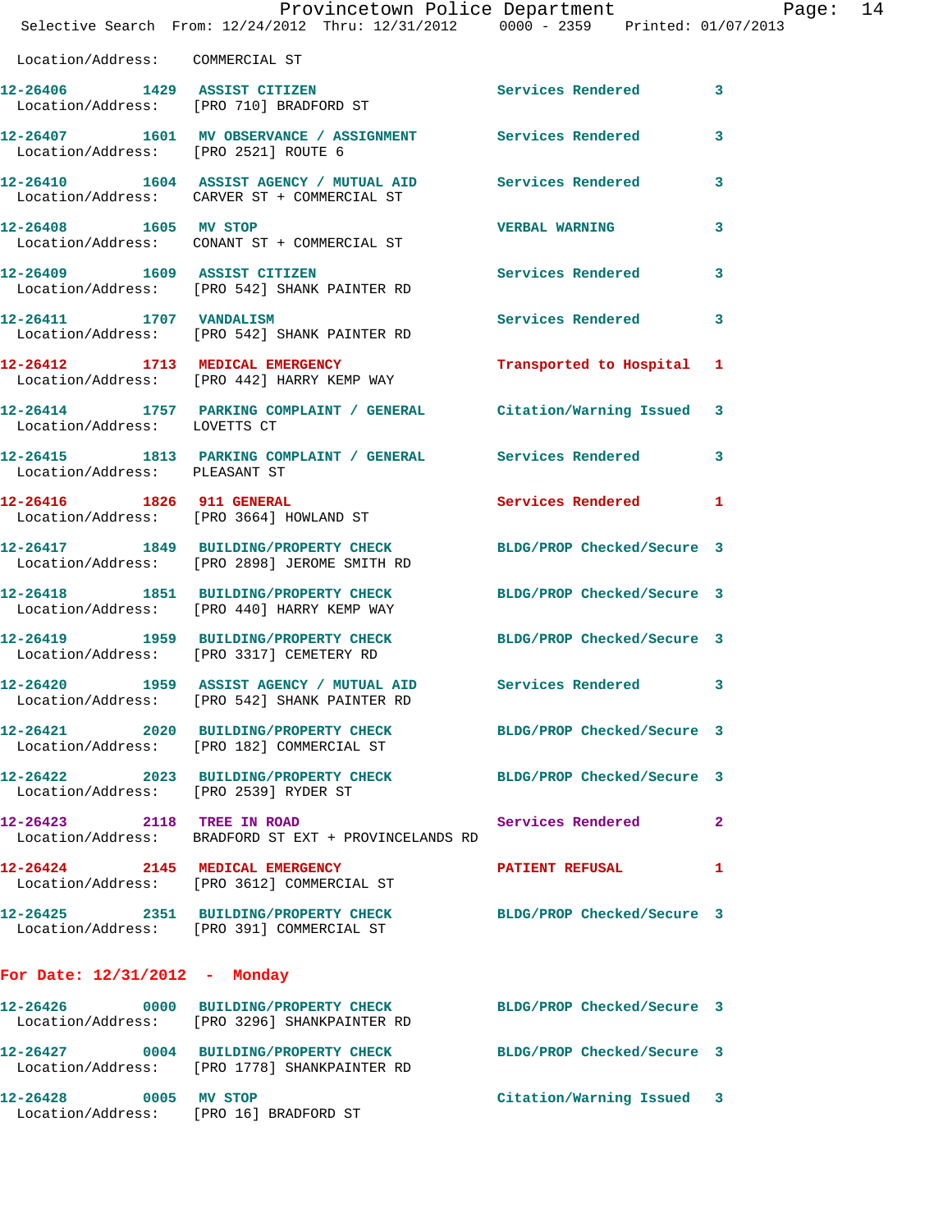Location/Address: COMMERCIAL ST

**12-26406 1429 ASSIST CITIZEN** Services Rendered 3
Location/Address: [PRO 710] BRADFORD ST

**12-26407 1601 MV OBSERVANCE / ASSIGNMENT** Services Rendered 3
Location/Address: [PRO 2521] ROUTE 6

**12-26410 1604 ASSIST AGENCY / MUTUAL AID** Services Rendered 3
Location/Address: CARVER ST + COMMERCIAL ST

**12-26408 1605 MV STOP** VERBAL WARNING 3
Location/Address: CONANT ST + COMMERCIAL ST

**12-26409 1609 ASSIST CITIZEN** Services Rendered 3
Location/Address: [PRO 542] SHANK PAINTER RD

**12-26411 1707 VANDALISM** Services Rendered 3
Location/Address: [PRO 542] SHANK PAINTER RD

**12-26412 1713 MEDICAL EMERGENCY** Transported to Hospital 1
Location/Address: [PRO 442] HARRY KEMP WAY

**12-26414 1757 PARKING COMPLAINT / GENERAL** Citation/Warning Issued 3
Location/Address: LOVETTS CT

**12-26415 1813 PARKING COMPLAINT / GENERAL** Services Rendered 3
Location/Address: PLEASANT ST

**12-26416 1826 911 GENERAL** Services Rendered 1
Location/Address: [PRO 3664] HOWLAND ST

**12-26417 1849 BUILDING/PROPERTY CHECK** BLDG/PROP Checked/Secure 3
Location/Address: [PRO 2898] JEROME SMITH RD

**12-26418 1851 BUILDING/PROPERTY CHECK** BLDG/PROP Checked/Secure 3
Location/Address: [PRO 440] HARRY KEMP WAY

**12-26419 1959 BUILDING/PROPERTY CHECK** BLDG/PROP Checked/Secure 3
Location/Address: [PRO 3317] CEMETERY RD

**12-26420 1959 ASSIST AGENCY / MUTUAL AID** Services Rendered 3
Location/Address: [PRO 542] SHANK PAINTER RD

**12-26421 2020 BUILDING/PROPERTY CHECK** BLDG/PROP Checked/Secure 3
Location/Address: [PRO 182] COMMERCIAL ST

**12-26422 2023 BUILDING/PROPERTY CHECK** BLDG/PROP Checked/Secure 3
Location/Address: [PRO 2539] RYDER ST

**12-26423 2118 TREE IN ROAD** Services Rendered 2
Location/Address: BRADFORD ST EXT + PROVINCELANDS RD

**12-26424 2145 MEDICAL EMERGENCY** PATIENT REFUSAL 1
Location/Address: [PRO 3612] COMMERCIAL ST

**12-26425 2351 BUILDING/PROPERTY CHECK** BLDG/PROP Checked/Secure 3
Location/Address: [PRO 391] COMMERCIAL ST

## For Date: 12/31/2012 - Monday

**12-26426 0000 BUILDING/PROPERTY CHECK** BLDG/PROP Checked/Secure 3
Location/Address: [PRO 3296] SHANKPAINTER RD

**12-26427 0004 BUILDING/PROPERTY CHECK** BLDG/PROP Checked/Secure 3
Location/Address: [PRO 1778] SHANKPAINTER RD

**12-26428 0005 MV STOP** Citation/Warning Issued 3
Location/Address: [PRO 16] BRADFORD ST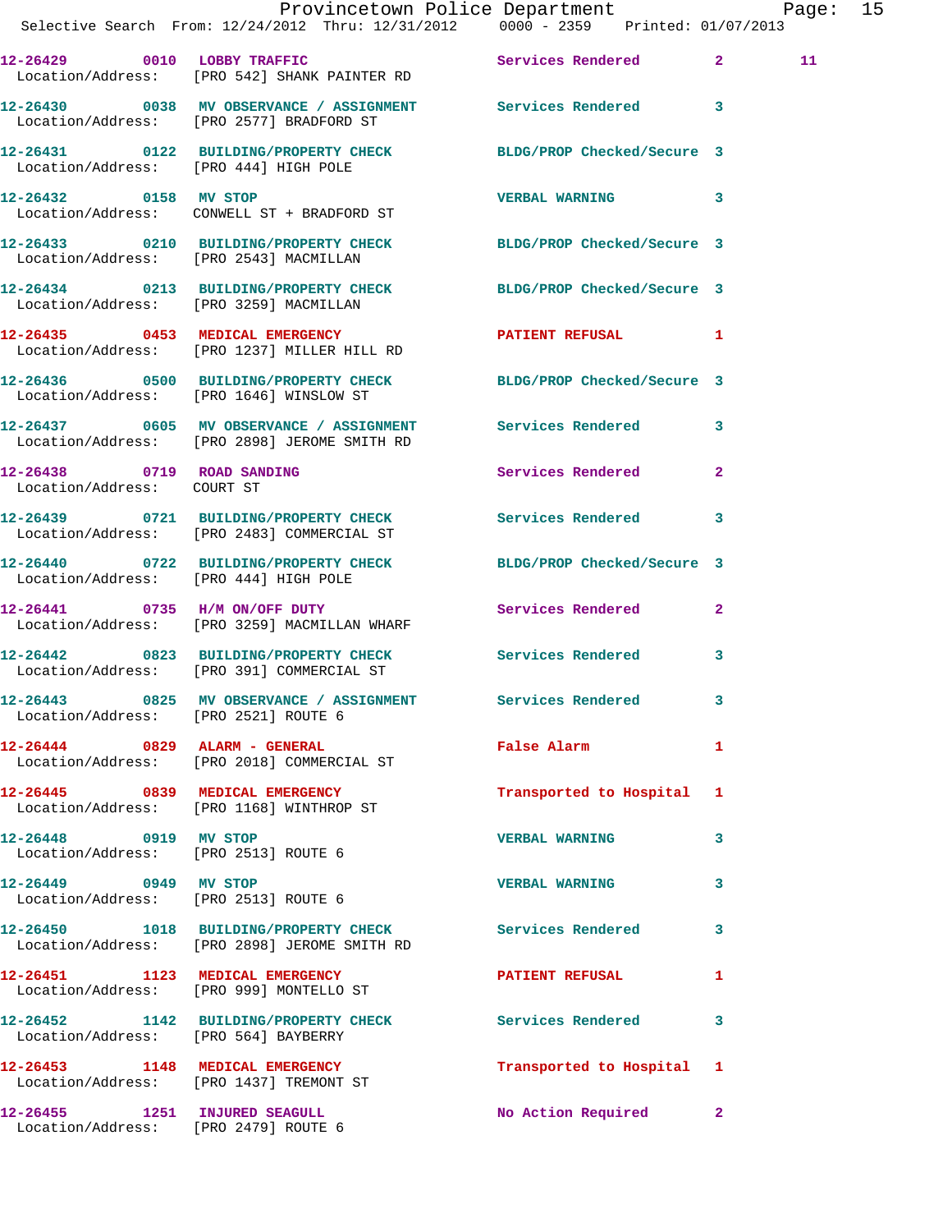Provincetown Police Department

Selective Search From: 12/24/2012 Thru: 12/31/2012 0000 - 2359 Printed: 01/07/2013

| Call # | Time | Call Type | Disposition | Priority | |
|---|---|---|---|---|---|
| 12-26429 | 0010 | LOBBY TRAFFIC | Services Rendered | 2 | 11 |
| Location/Address: [PRO 542] SHANK PAINTER RD | | | | | |
| 12-26430 | 0038 | MV OBSERVANCE / ASSIGNMENT | Services Rendered | 3 | |
| Location/Address: [PRO 2577] BRADFORD ST | | | | | |
| 12-26431 | 0122 | BUILDING/PROPERTY CHECK | BLDG/PROP Checked/Secure | 3 | |
| Location/Address: [PRO 444] HIGH POLE | | | | | |
| 12-26432 | 0158 | MV STOP | VERBAL WARNING | 3 | |
| Location/Address: CONWELL ST + BRADFORD ST | | | | | |
| 12-26433 | 0210 | BUILDING/PROPERTY CHECK | BLDG/PROP Checked/Secure | 3 | |
| Location/Address: [PRO 2543] MACMILLAN | | | | | |
| 12-26434 | 0213 | BUILDING/PROPERTY CHECK | BLDG/PROP Checked/Secure | 3 | |
| Location/Address: [PRO 3259] MACMILLAN | | | | | |
| 12-26435 | 0453 | MEDICAL EMERGENCY | PATIENT REFUSAL | 1 | |
| Location/Address: [PRO 1237] MILLER HILL RD | | | | | |
| 12-26436 | 0500 | BUILDING/PROPERTY CHECK | BLDG/PROP Checked/Secure | 3 | |
| Location/Address: [PRO 1646] WINSLOW ST | | | | | |
| 12-26437 | 0605 | MV OBSERVANCE / ASSIGNMENT | Services Rendered | 3 | |
| Location/Address: [PRO 2898] JEROME SMITH RD | | | | | |
| 12-26438 | 0719 | ROAD SANDING | Services Rendered | 2 | |
| Location/Address: COURT ST | | | | | |
| 12-26439 | 0721 | BUILDING/PROPERTY CHECK | Services Rendered | 3 | |
| Location/Address: [PRO 2483] COMMERCIAL ST | | | | | |
| 12-26440 | 0722 | BUILDING/PROPERTY CHECK | BLDG/PROP Checked/Secure | 3 | |
| Location/Address: [PRO 444] HIGH POLE | | | | | |
| 12-26441 | 0735 | H/M ON/OFF DUTY | Services Rendered | 2 | |
| Location/Address: [PRO 3259] MACMILLAN WHARF | | | | | |
| 12-26442 | 0823 | BUILDING/PROPERTY CHECK | Services Rendered | 3 | |
| Location/Address: [PRO 391] COMMERCIAL ST | | | | | |
| 12-26443 | 0825 | MV OBSERVANCE / ASSIGNMENT | Services Rendered | 3 | |
| Location/Address: [PRO 2521] ROUTE 6 | | | | | |
| 12-26444 | 0829 | ALARM - GENERAL | False Alarm | 1 | |
| Location/Address: [PRO 2018] COMMERCIAL ST | | | | | |
| 12-26445 | 0839 | MEDICAL EMERGENCY | Transported to Hospital | 1 | |
| Location/Address: [PRO 1168] WINTHROP ST | | | | | |
| 12-26448 | 0919 | MV STOP | VERBAL WARNING | 3 | |
| Location/Address: [PRO 2513] ROUTE 6 | | | | | |
| 12-26449 | 0949 | MV STOP | VERBAL WARNING | 3 | |
| Location/Address: [PRO 2513] ROUTE 6 | | | | | |
| 12-26450 | 1018 | BUILDING/PROPERTY CHECK | Services Rendered | 3 | |
| Location/Address: [PRO 2898] JEROME SMITH RD | | | | | |
| 12-26451 | 1123 | MEDICAL EMERGENCY | PATIENT REFUSAL | 1 | |
| Location/Address: [PRO 999] MONTELLO ST | | | | | |
| 12-26452 | 1142 | BUILDING/PROPERTY CHECK | Services Rendered | 3 | |
| Location/Address: [PRO 564] BAYBERRY | | | | | |
| 12-26453 | 1148 | MEDICAL EMERGENCY | Transported to Hospital | 1 | |
| Location/Address: [PRO 1437] TREMONT ST | | | | | |
| 12-26455 | 1251 | INJURED SEAGULL | No Action Required | 2 | |
| Location/Address: [PRO 2479] ROUTE 6 | | | | | |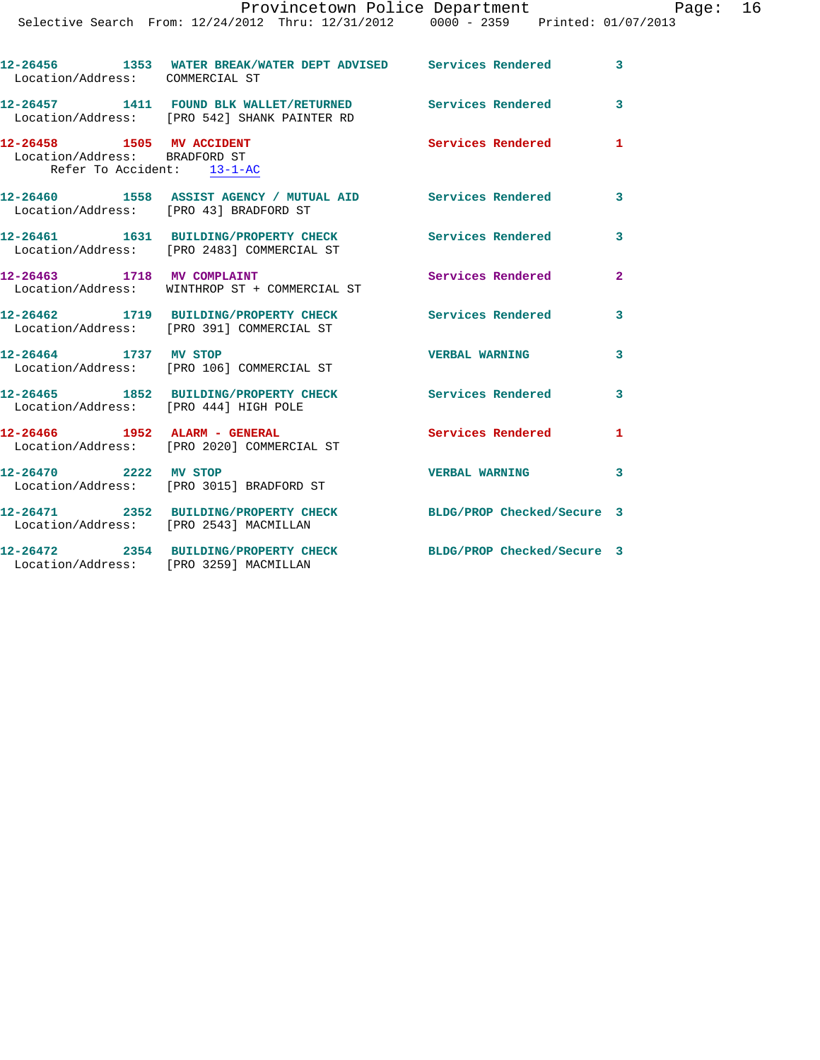12-26456 1353 WATER BREAK/WATER DEPT ADVISED Services Rendered 3
Location/Address: COMMERCIAL ST

12-26457 1411 FOUND BLK WALLET/RETURNED Services Rendered 3
Location/Address: [PRO 542] SHANK PAINTER RD

12-26458 1505 MV ACCIDENT Services Rendered 1
Location/Address: BRADFORD ST
Refer To Accident: 13-1-AC

12-26460 1558 ASSIST AGENCY / MUTUAL AID Services Rendered 3
Location/Address: [PRO 43] BRADFORD ST

12-26461 1631 BUILDING/PROPERTY CHECK Services Rendered 3
Location/Address: [PRO 2483] COMMERCIAL ST

12-26463 1718 MV COMPLAINT Services Rendered 2
Location/Address: WINTHROP ST + COMMERCIAL ST

12-26462 1719 BUILDING/PROPERTY CHECK Services Rendered 3
Location/Address: [PRO 391] COMMERCIAL ST

12-26464 1737 MV STOP VERBAL WARNING 3
Location/Address: [PRO 106] COMMERCIAL ST

12-26465 1852 BUILDING/PROPERTY CHECK Services Rendered 3
Location/Address: [PRO 444] HIGH POLE

12-26466 1952 ALARM - GENERAL Services Rendered 1
Location/Address: [PRO 2020] COMMERCIAL ST

12-26470 2222 MV STOP VERBAL WARNING 3
Location/Address: [PRO 3015] BRADFORD ST

12-26471 2352 BUILDING/PROPERTY CHECK BLDG/PROP Checked/Secure 3
Location/Address: [PRO 2543] MACMILLAN

12-26472 2354 BUILDING/PROPERTY CHECK BLDG/PROP Checked/Secure 3
Location/Address: [PRO 3259] MACMILLAN